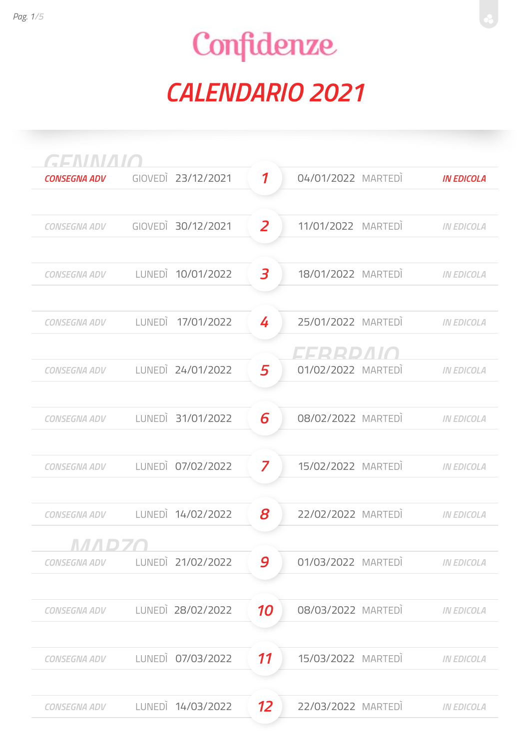# Confidenze

## CALENDARIO 2021

### GENNAIO

| | | | N. | | | |
|---|---|---|---|---|---|---|
| CONSEGNA ADV | GIOVEDÌ | 23/12/2021 | 1 | 04/01/2022 | MARTEDÌ | IN EDICOLA |
| CONSEGNA ADV | GIOVEDÌ | 30/12/2021 | 2 | 11/01/2022 | MARTEDÌ | IN EDICOLA |
| CONSEGNA ADV | LUNEDÌ | 10/01/2022 | 3 | 18/01/2022 | MARTEDÌ | IN EDICOLA |
| CONSEGNA ADV | LUNEDÌ | 17/01/2022 | 4 | 25/01/2022 | MARTEDÌ | IN EDICOLA |

### FEBBRAIO

| | | | N. | | | |
|---|---|---|---|---|---|---|
| CONSEGNA ADV | LUNEDÌ | 24/01/2022 | 5 | 01/02/2022 | MARTEDÌ | IN EDICOLA |
| CONSEGNA ADV | LUNEDÌ | 31/01/2022 | 6 | 08/02/2022 | MARTEDÌ | IN EDICOLA |
| CONSEGNA ADV | LUNEDÌ | 07/02/2022 | 7 | 15/02/2022 | MARTEDÌ | IN EDICOLA |
| CONSEGNA ADV | LUNEDÌ | 14/02/2022 | 8 | 22/02/2022 | MARTEDÌ | IN EDICOLA |

### MARZO

| | | | N. | | | |
|---|---|---|---|---|---|---|
| CONSEGNA ADV | LUNEDÌ | 21/02/2022 | 9 | 01/03/2022 | MARTEDÌ | IN EDICOLA |
| CONSEGNA ADV | LUNEDÌ | 28/02/2022 | 10 | 08/03/2022 | MARTEDÌ | IN EDICOLA |
| CONSEGNA ADV | LUNEDÌ | 07/03/2022 | 11 | 15/03/2022 | MARTEDÌ | IN EDICOLA |
| CONSEGNA ADV | LUNEDÌ | 14/03/2022 | 12 | 22/03/2022 | MARTEDÌ | IN EDICOLA |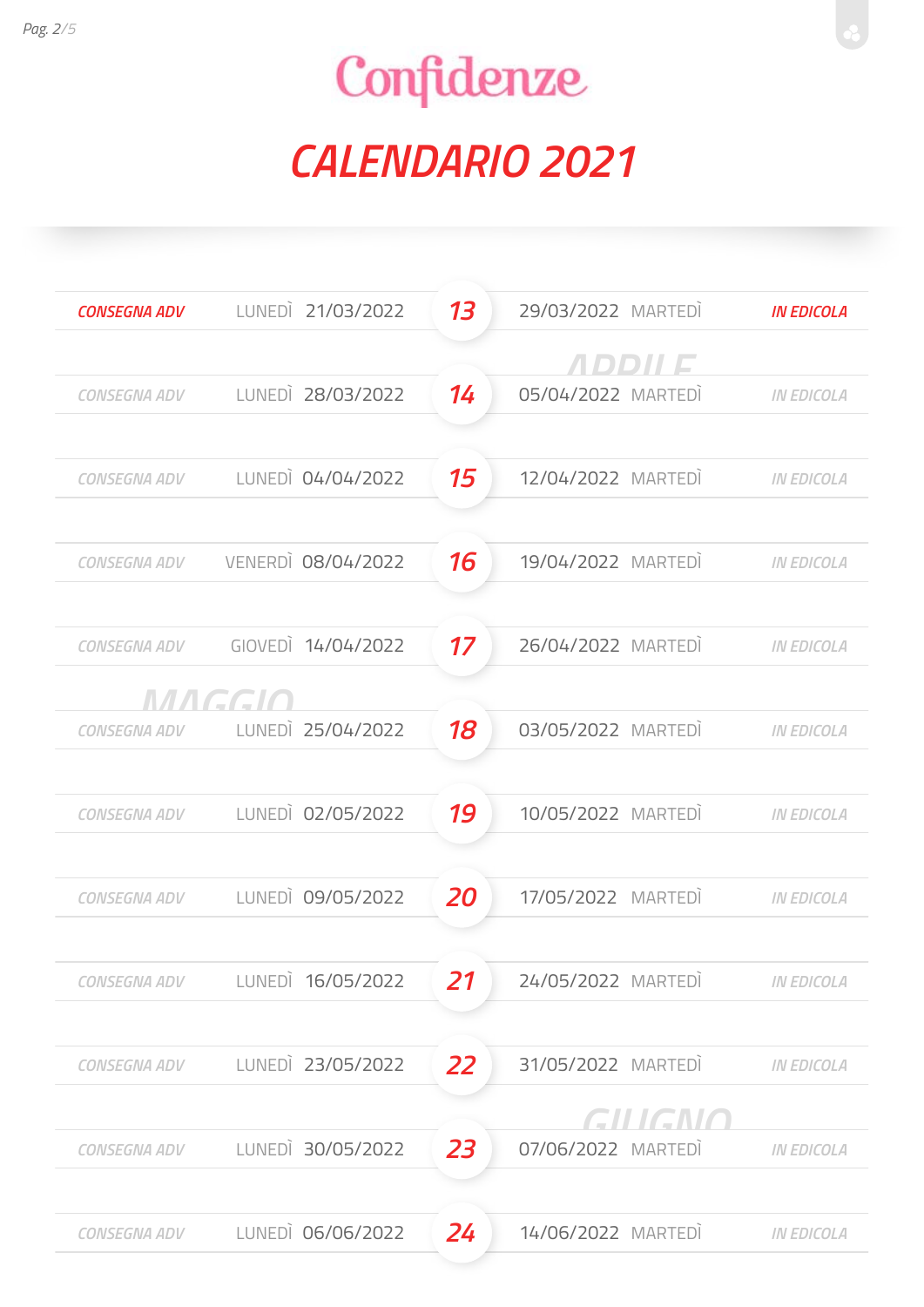# Confidenze

## CALENDARIO 2021

| | | | | | | |
|---|---|---|---|---|---|---|
| CONSEGNA ADV | LUNEDÌ | 21/03/2022 | 13 | 29/03/2022 | MARTEDÌ | IN EDICOLA |
| | | | APRILE | | | |
| CONSEGNA ADV | LUNEDÌ | 28/03/2022 | 14 | 05/04/2022 | MARTEDÌ | IN EDICOLA |
| CONSEGNA ADV | LUNEDÌ | 04/04/2022 | 15 | 12/04/2022 | MARTEDÌ | IN EDICOLA |
| CONSEGNA ADV | VENERDÌ | 08/04/2022 | 16 | 19/04/2022 | MARTEDÌ | IN EDICOLA |
| CONSEGNA ADV | GIOVEDÌ | 14/04/2022 | 17 | 26/04/2022 | MARTEDÌ | IN EDICOLA |
| | | | MAGGIO | | | |
| CONSEGNA ADV | LUNEDÌ | 25/04/2022 | 18 | 03/05/2022 | MARTEDÌ | IN EDICOLA |
| CONSEGNA ADV | LUNEDÌ | 02/05/2022 | 19 | 10/05/2022 | MARTEDÌ | IN EDICOLA |
| CONSEGNA ADV | LUNEDÌ | 09/05/2022 | 20 | 17/05/2022 | MARTEDÌ | IN EDICOLA |
| CONSEGNA ADV | LUNEDÌ | 16/05/2022 | 21 | 24/05/2022 | MARTEDÌ | IN EDICOLA |
| CONSEGNA ADV | LUNEDÌ | 23/05/2022 | 22 | 31/05/2022 | MARTEDÌ | IN EDICOLA |
| | | | GIUGNO | | | |
| CONSEGNA ADV | LUNEDÌ | 30/05/2022 | 23 | 07/06/2022 | MARTEDÌ | IN EDICOLA |
| CONSEGNA ADV | LUNEDÌ | 06/06/2022 | 24 | 14/06/2022 | MARTEDÌ | IN EDICOLA |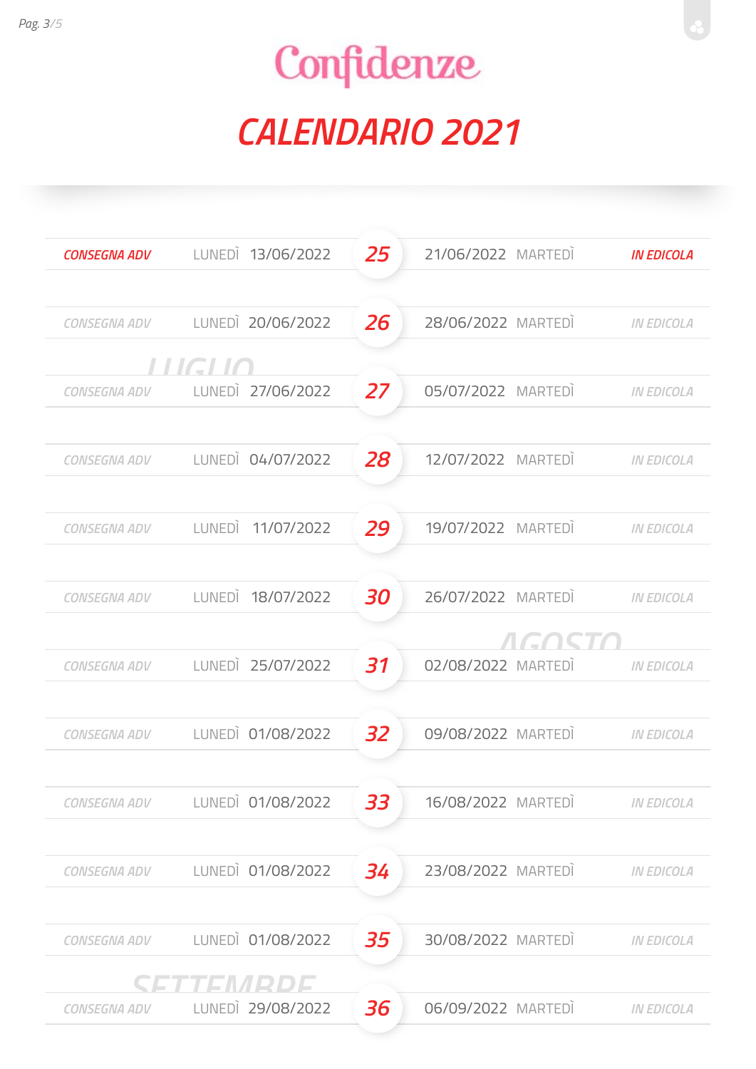# Confidenze

## CALENDARIO 2021

| | | | | | | |
|---|---|---|---|---|---|---|
| CONSEGNA ADV | LUNEDÌ | 13/06/2022 | 25 | 21/06/2022 | MARTEDÌ | IN EDICOLA |
| CONSEGNA ADV | LUNEDÌ | 20/06/2022 | 26 | 28/06/2022 | MARTEDÌ | IN EDICOLA |
| **LUGLIO** | | | | | | |
| CONSEGNA ADV | LUNEDÌ | 27/06/2022 | 27 | 05/07/2022 | MARTEDÌ | IN EDICOLA |
| CONSEGNA ADV | LUNEDÌ | 04/07/2022 | 28 | 12/07/2022 | MARTEDÌ | IN EDICOLA |
| CONSEGNA ADV | LUNEDÌ | 11/07/2022 | 29 | 19/07/2022 | MARTEDÌ | IN EDICOLA |
| CONSEGNA ADV | LUNEDÌ | 18/07/2022 | 30 | 26/07/2022 | MARTEDÌ | IN EDICOLA |
| **AGOSTO** | | | | | | |
| CONSEGNA ADV | LUNEDÌ | 25/07/2022 | 31 | 02/08/2022 | MARTEDÌ | IN EDICOLA |
| CONSEGNA ADV | LUNEDÌ | 01/08/2022 | 32 | 09/08/2022 | MARTEDÌ | IN EDICOLA |
| CONSEGNA ADV | LUNEDÌ | 01/08/2022 | 33 | 16/08/2022 | MARTEDÌ | IN EDICOLA |
| CONSEGNA ADV | LUNEDÌ | 01/08/2022 | 34 | 23/08/2022 | MARTEDÌ | IN EDICOLA |
| CONSEGNA ADV | LUNEDÌ | 01/08/2022 | 35 | 30/08/2022 | MARTEDÌ | IN EDICOLA |
| **SETTEMBRE** | | | | | | |
| CONSEGNA ADV | LUNEDÌ | 29/08/2022 | 36 | 06/09/2022 | MARTEDÌ | IN EDICOLA |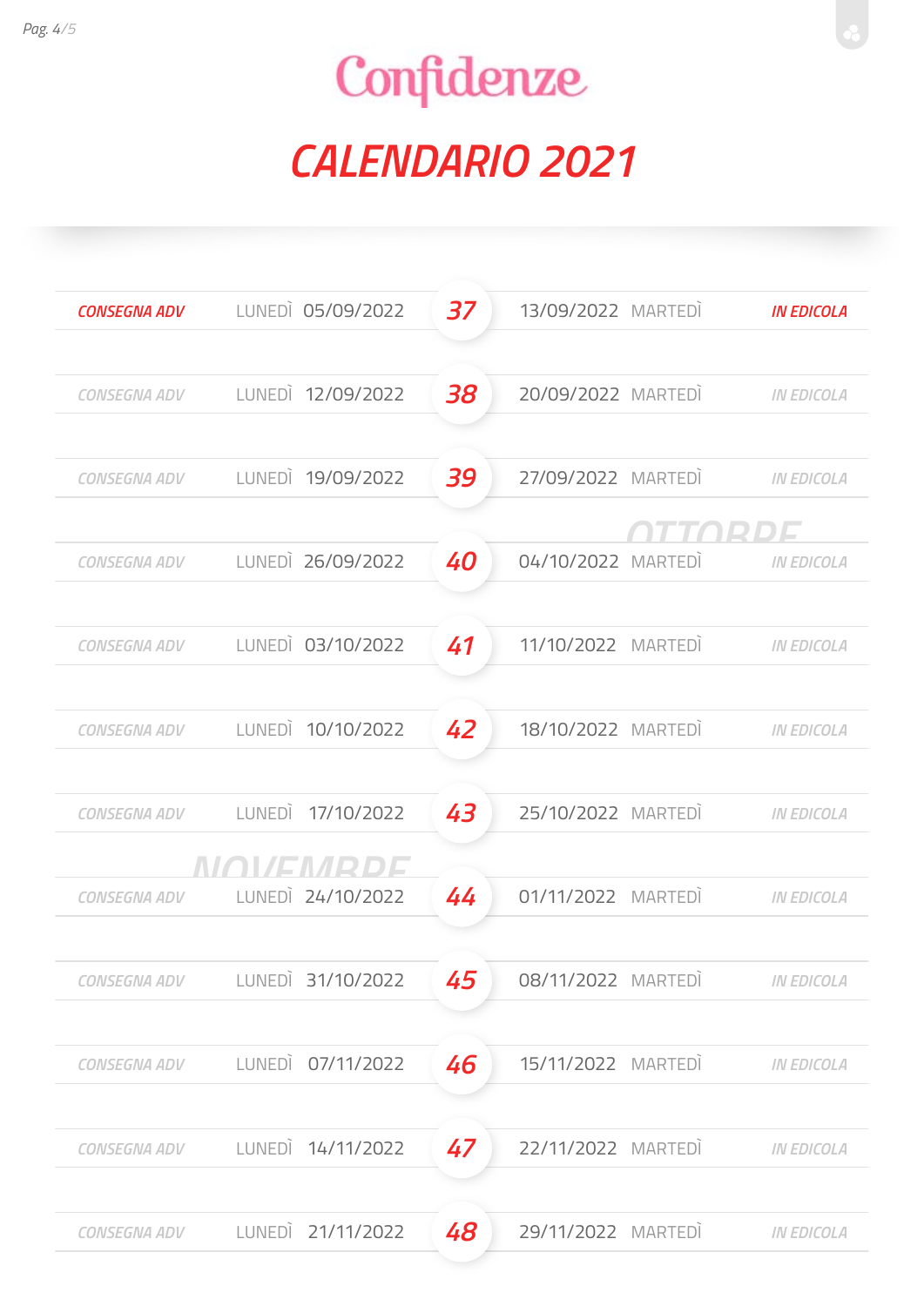# Confidenze

## CALENDARIO 2021

| | | | | | | |
|---|---|---|---|---|---|---|
| CONSEGNA ADV | LUNEDÌ | 05/09/2022 | 37 | 13/09/2022 | MARTEDÌ | IN EDICOLA |
| CONSEGNA ADV | LUNEDÌ | 12/09/2022 | 38 | 20/09/2022 | MARTEDÌ | IN EDICOLA |
| CONSEGNA ADV | LUNEDÌ | 19/09/2022 | 39 | 27/09/2022 | MARTEDÌ | IN EDICOLA |
| | | | | OTTOBRE | | |
| CONSEGNA ADV | LUNEDÌ | 26/09/2022 | 40 | 04/10/2022 | MARTEDÌ | IN EDICOLA |
| CONSEGNA ADV | LUNEDÌ | 03/10/2022 | 41 | 11/10/2022 | MARTEDÌ | IN EDICOLA |
| CONSEGNA ADV | LUNEDÌ | 10/10/2022 | 42 | 18/10/2022 | MARTEDÌ | IN EDICOLA |
| CONSEGNA ADV | LUNEDÌ | 17/10/2022 | 43 | 25/10/2022 | MARTEDÌ | IN EDICOLA |
| | NOVEMBRE | | | | | |
| CONSEGNA ADV | LUNEDÌ | 24/10/2022 | 44 | 01/11/2022 | MARTEDÌ | IN EDICOLA |
| CONSEGNA ADV | LUNEDÌ | 31/10/2022 | 45 | 08/11/2022 | MARTEDÌ | IN EDICOLA |
| CONSEGNA ADV | LUNEDÌ | 07/11/2022 | 46 | 15/11/2022 | MARTEDÌ | IN EDICOLA |
| CONSEGNA ADV | LUNEDÌ | 14/11/2022 | 47 | 22/11/2022 | MARTEDÌ | IN EDICOLA |
| CONSEGNA ADV | LUNEDÌ | 21/11/2022 | 48 | 29/11/2022 | MARTEDÌ | IN EDICOLA |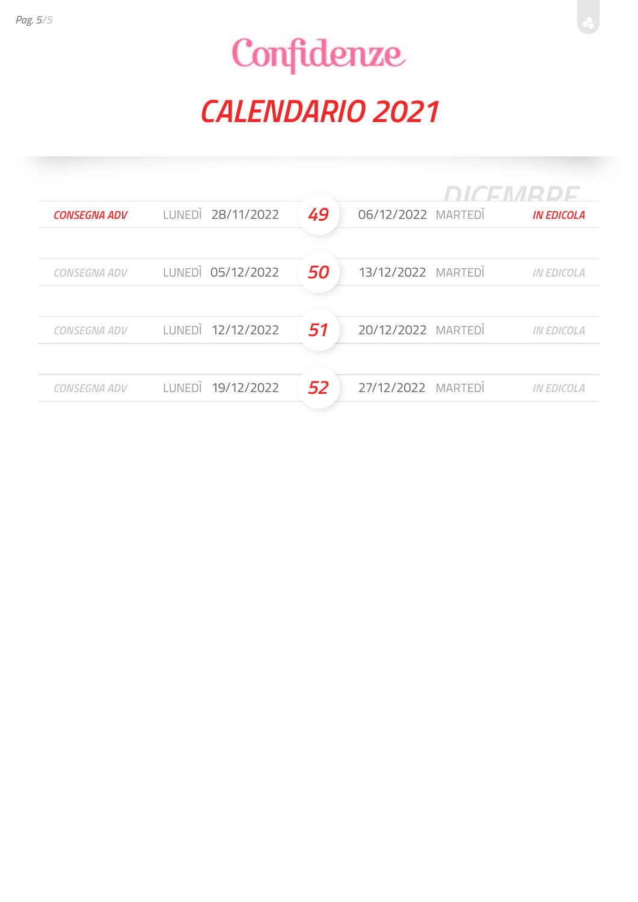Confidenze

# CALENDARIO 2021

## DICEMBRE

| | | | | | | |
|---|---|---|---|---|---|---|
| CONSEGNA ADV | LUNEDÌ | 28/11/2022 | 49 | 06/12/2022 | MARTEDÌ | IN EDICOLA |
| CONSEGNA ADV | LUNEDÌ | 05/12/2022 | 50 | 13/12/2022 | MARTEDÌ | IN EDICOLA |
| CONSEGNA ADV | LUNEDÌ | 12/12/2022 | 51 | 20/12/2022 | MARTEDÌ | IN EDICOLA |
| CONSEGNA ADV | LUNEDÌ | 19/12/2022 | 52 | 27/12/2022 | MARTEDÌ | IN EDICOLA |